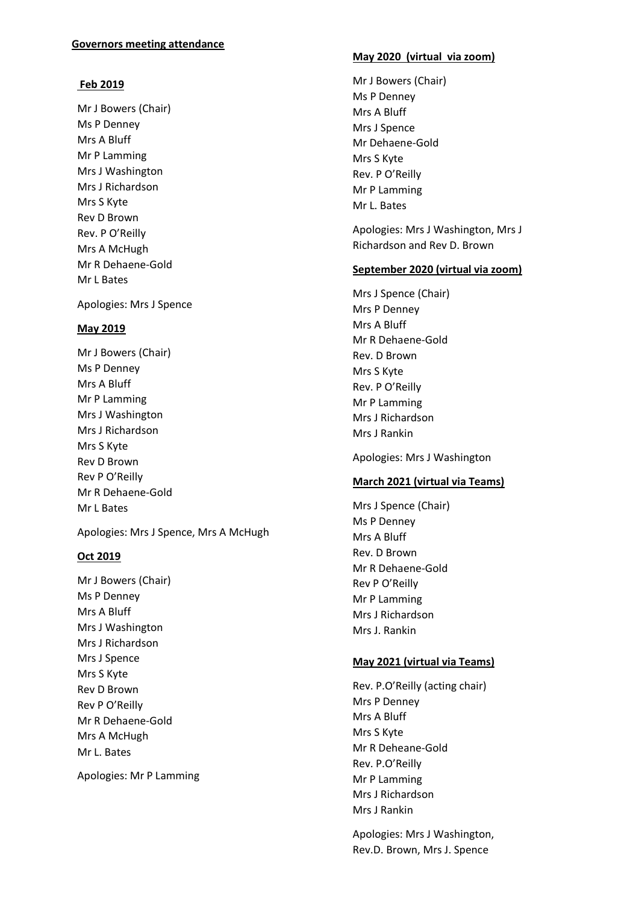**Governors meeting attendance**

**Feb 2019**

Mr J Bowers (Chair)
Ms P Denney
Mrs A Bluff
Mr P Lamming
Mrs J Washington
Mrs J Richardson
Mrs S Kyte
Rev D Brown
Rev. P O'Reilly
Mrs A McHugh
Mr R Dehaene-Gold
Mr L Bates

Apologies: Mrs J Spence

**May 2019**

Mr J Bowers (Chair)
Ms P Denney
Mrs A Bluff
Mr P Lamming
Mrs J Washington
Mrs J Richardson
Mrs S Kyte
Rev D Brown
Rev P O'Reilly
Mr R Dehaene-Gold
Mr L Bates

Apologies: Mrs J Spence, Mrs A McHugh

**Oct 2019**

Mr J Bowers (Chair)
Ms P Denney
Mrs A Bluff
Mrs J Washington
Mrs J Richardson
Mrs J Spence
Mrs S Kyte
Rev D Brown
Rev P O'Reilly
Mr R Dehaene-Gold
Mrs A McHugh
Mr L. Bates

Apologies: Mr P Lamming

**May 2020 (virtual via zoom)**

Mr J Bowers (Chair)
Ms P Denney
Mrs A Bluff
Mrs J Spence
Mr Dehaene-Gold
Mrs S Kyte
Rev. P O'Reilly
Mr P Lamming
Mr L. Bates

Apologies: Mrs J Washington, Mrs J Richardson and Rev D. Brown

**September 2020 (virtual via zoom)**

Mrs J Spence (Chair)
Mrs P Denney
Mrs A Bluff
Mr R Dehaene-Gold
Rev. D Brown
Mrs S Kyte
Rev. P O'Reilly
Mr P Lamming
Mrs J Richardson
Mrs J Rankin

Apologies: Mrs J Washington

**March 2021 (virtual via Teams)**

Mrs J Spence (Chair)
Ms P Denney
Mrs A Bluff
Rev. D Brown
Mr R Dehaene-Gold
Rev P O'Reilly
Mr P Lamming
Mrs J Richardson
Mrs J. Rankin

**May 2021 (virtual via Teams)**

Rev. P.O'Reilly (acting chair)
Mrs P Denney
Mrs A Bluff
Mrs S Kyte
Mr R Deheane-Gold
Rev. P.O'Reilly
Mr P Lamming
Mrs J Richardson
Mrs J Rankin

Apologies: Mrs J Washington, Rev.D. Brown, Mrs J. Spence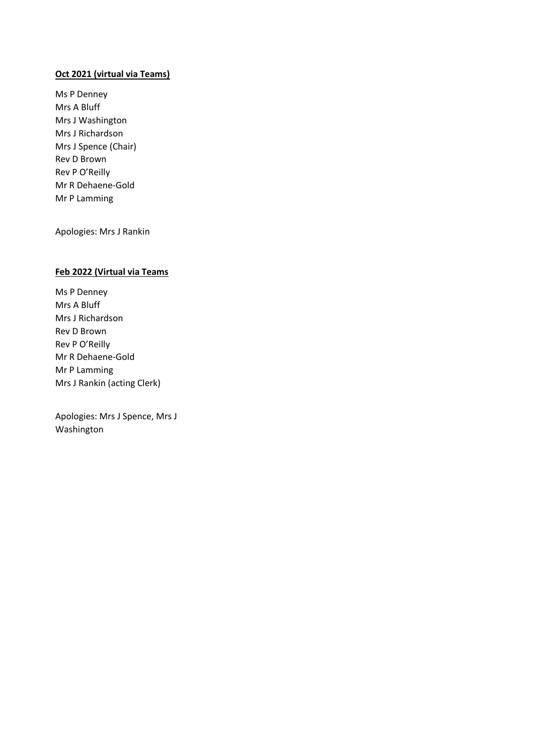**Oct 2021 (virtual via Teams)**

Ms P Denney
Mrs A Bluff
Mrs J Washington
Mrs J Richardson
Mrs J Spence (Chair)
Rev D Brown
Rev P O'Reilly
Mr R Dehaene-Gold
Mr P Lamming

Apologies: Mrs J Rankin

**Feb 2022 (Virtual via Teams**

Ms P Denney
Mrs A Bluff
Mrs J Richardson
Rev D Brown
Rev P O'Reilly
Mr R Dehaene-Gold
Mr P Lamming
Mrs J Rankin (acting Clerk)

Apologies: Mrs J Spence, Mrs J Washington